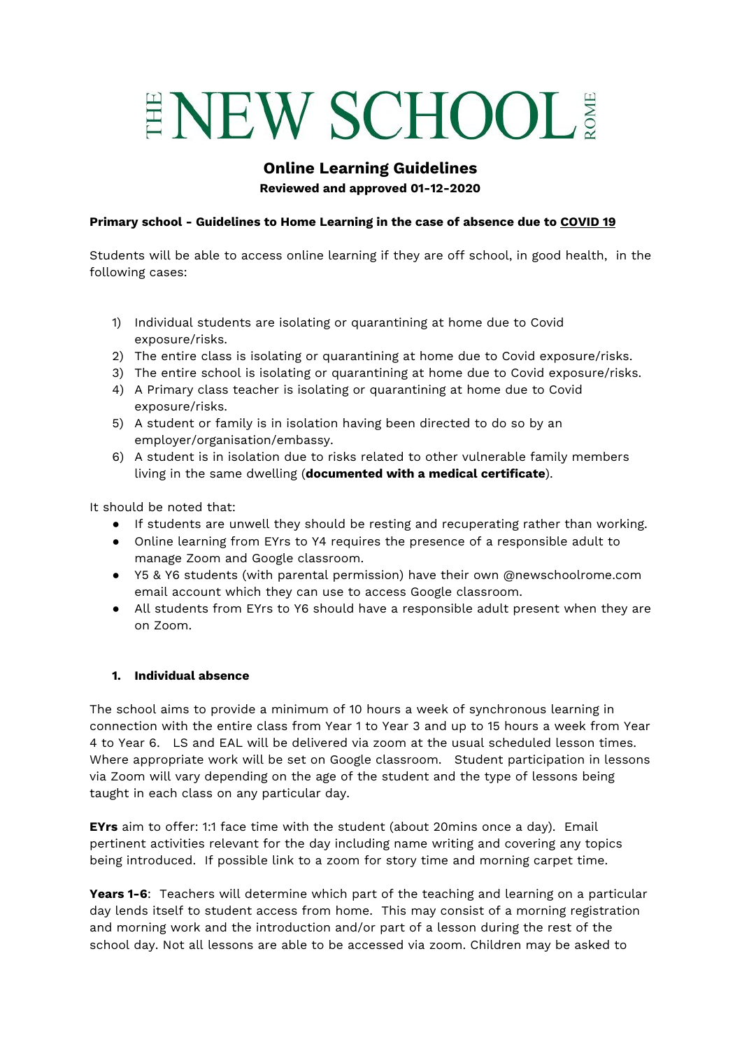# THE NEW SCHOOL ROME

## Online Learning Guidelines

**Reviewed and approved 01-12-2020**

**Primary school - Guidelines to Home Learning in the case of absence due to COVID 19**

Students will be able to access online learning if they are off school, in good health, in the following cases:

1) Individual students are isolating or quarantining at home due to Covid exposure/risks.
2) The entire class is isolating or quarantining at home due to Covid exposure/risks.
3) The entire school is isolating or quarantining at home due to Covid exposure/risks.
4) A Primary class teacher is isolating or quarantining at home due to Covid exposure/risks.
5) A student or family is in isolation having been directed to do so by an employer/organisation/embassy.
6) A student is in isolation due to risks related to other vulnerable family members living in the same dwelling (**documented with a medical certificate**).

It should be noted that:

- If students are unwell they should be resting and recuperating rather than working.
- Online learning from EYrs to Y4 requires the presence of a responsible adult to manage Zoom and Google classroom.
- Y5 & Y6 students (with parental permission) have their own @newschoolrome.com email account which they can use to access Google classroom.
- All students from EYrs to Y6 should have a responsible adult present when they are on Zoom.

### 1. Individual absence

The school aims to provide a minimum of 10 hours a week of synchronous learning in connection with the entire class from Year 1 to Year 3 and up to 15 hours a week from Year 4 to Year 6. LS and EAL will be delivered via zoom at the usual scheduled lesson times. Where appropriate work will be set on Google classroom. Student participation in lessons via Zoom will vary depending on the age of the student and the type of lessons being taught in each class on any particular day.

**EYrs** aim to offer: 1:1 face time with the student (about 20mins once a day). Email pertinent activities relevant for the day including name writing and covering any topics being introduced. If possible link to a zoom for story time and morning carpet time.

**Years 1-6**: Teachers will determine which part of the teaching and learning on a particular day lends itself to student access from home. This may consist of a morning registration and morning work and the introduction and/or part of a lesson during the rest of the school day. Not all lessons are able to be accessed via zoom. Children may be asked to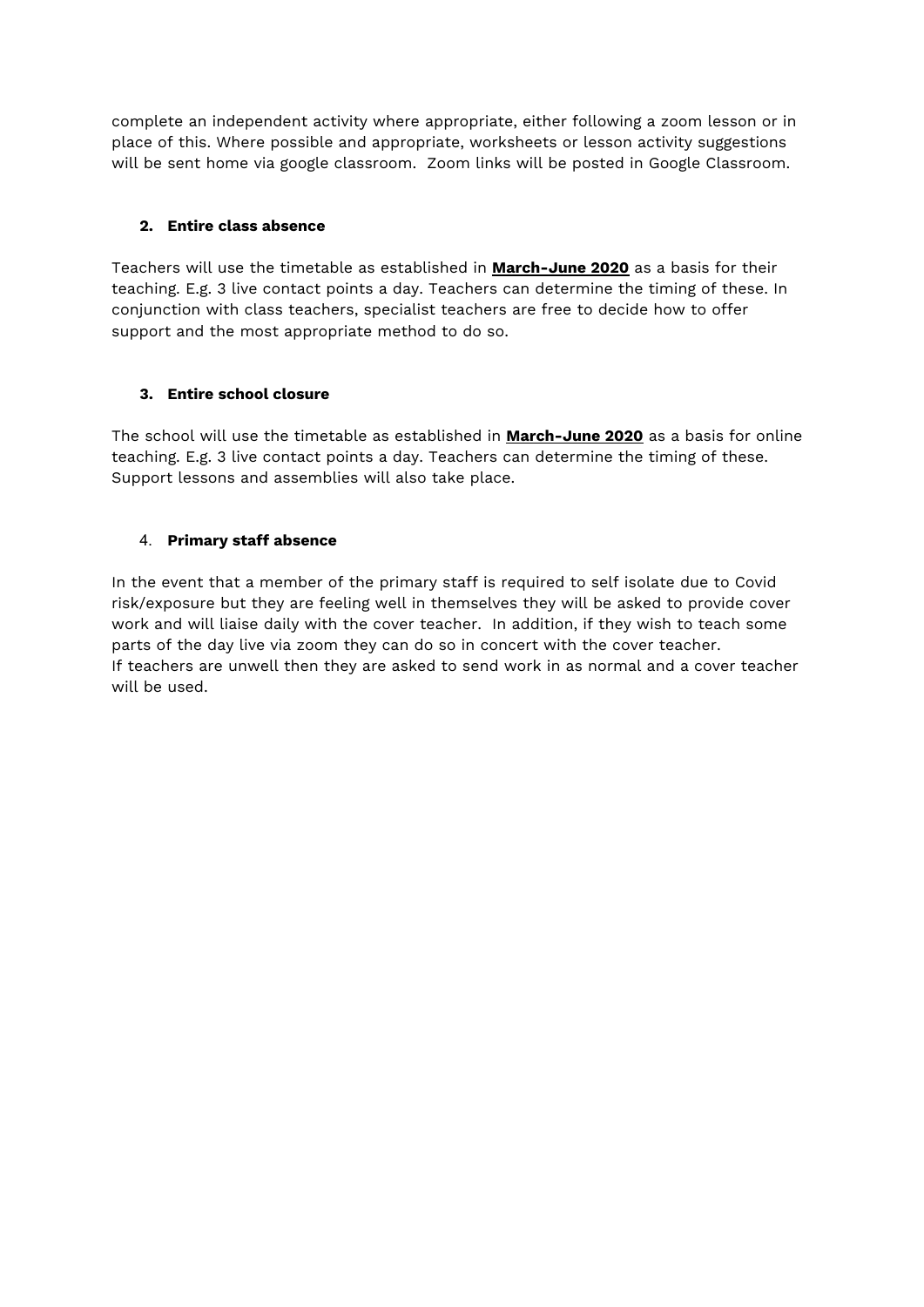complete an independent activity where appropriate, either following a zoom lesson or in place of this. Where possible and appropriate, worksheets or lesson activity suggestions will be sent home via google classroom.  Zoom links will be posted in Google Classroom.

2. **Entire class absence**

Teachers will use the timetable as established in **March-June 2020** as a basis for their teaching. E.g. 3 live contact points a day. Teachers can determine the timing of these. In conjunction with class teachers, specialist teachers are free to decide how to offer support and the most appropriate method to do so.

3. **Entire school closure**

The school will use the timetable as established in **March-June 2020** as a basis for online teaching. E.g. 3 live contact points a day. Teachers can determine the timing of these. Support lessons and assemblies will also take place.

4. **Primary staff absence**

In the event that a member of the primary staff is required to self isolate due to Covid risk/exposure but they are feeling well in themselves they will be asked to provide cover work and will liaise daily with the cover teacher.  In addition, if they wish to teach some parts of the day live via zoom they can do so in concert with the cover teacher.
If teachers are unwell then they are asked to send work in as normal and a cover teacher will be used.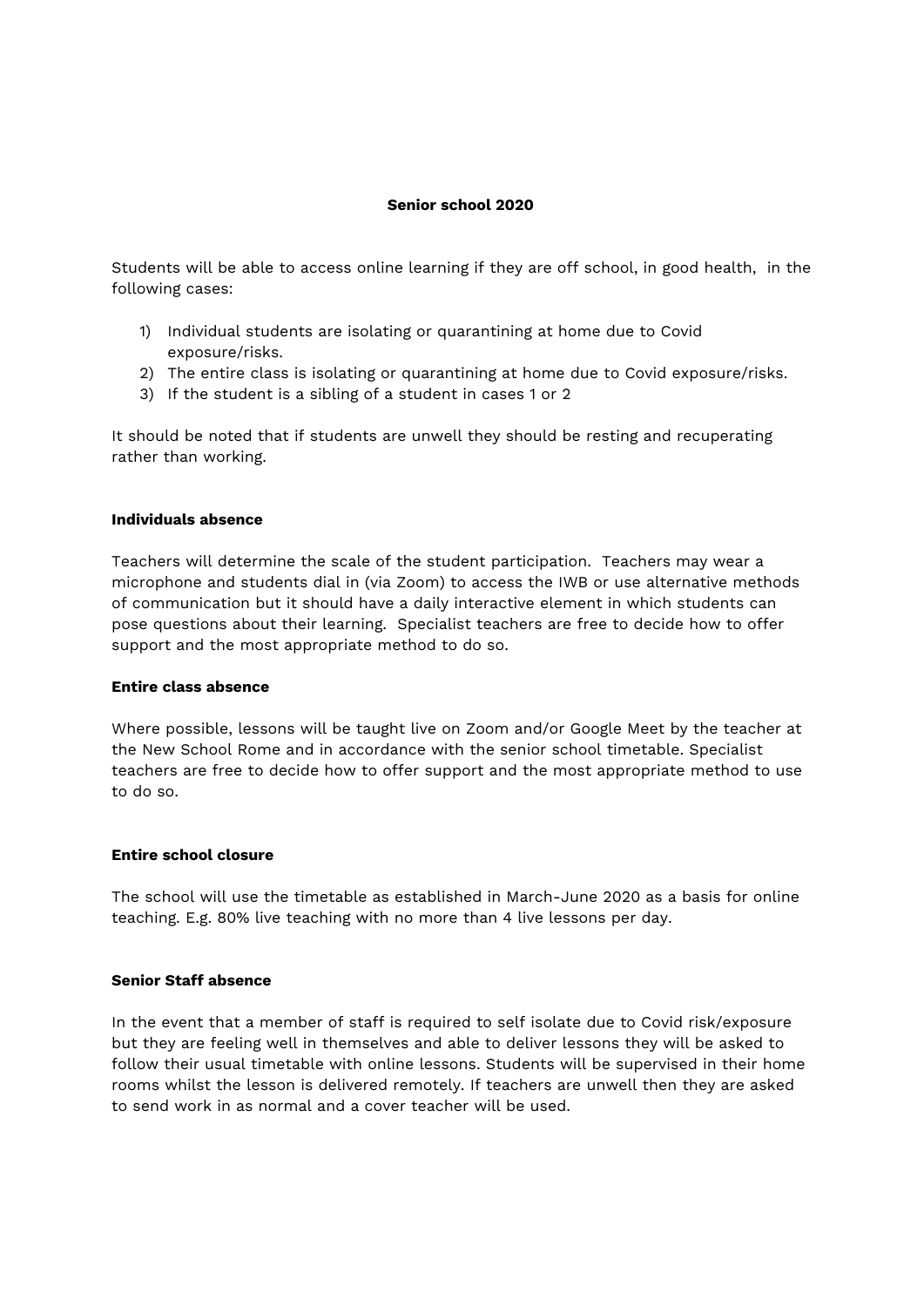**Senior school 2020**

Students will be able to access online learning if they are off school, in good health, in the following cases:

1) Individual students are isolating or quarantining at home due to Covid exposure/risks.
2) The entire class is isolating or quarantining at home due to Covid exposure/risks.
3) If the student is a sibling of a student in cases 1 or 2

It should be noted that if students are unwell they should be resting and recuperating rather than working.

**Individuals absence**

Teachers will determine the scale of the student participation. Teachers may wear a microphone and students dial in (via Zoom) to access the IWB or use alternative methods of communication but it should have a daily interactive element in which students can pose questions about their learning. Specialist teachers are free to decide how to offer support and the most appropriate method to do so.

**Entire class absence**

Where possible, lessons will be taught live on Zoom and/or Google Meet by the teacher at the New School Rome and in accordance with the senior school timetable. Specialist teachers are free to decide how to offer support and the most appropriate method to use to do so.

**Entire school closure**

The school will use the timetable as established in March-June 2020 as a basis for online teaching. E.g. 80% live teaching with no more than 4 live lessons per day.

**Senior Staff absence**

In the event that a member of staff is required to self isolate due to Covid risk/exposure but they are feeling well in themselves and able to deliver lessons they will be asked to follow their usual timetable with online lessons. Students will be supervised in their home rooms whilst the lesson is delivered remotely. If teachers are unwell then they are asked to send work in as normal and a cover teacher will be used.